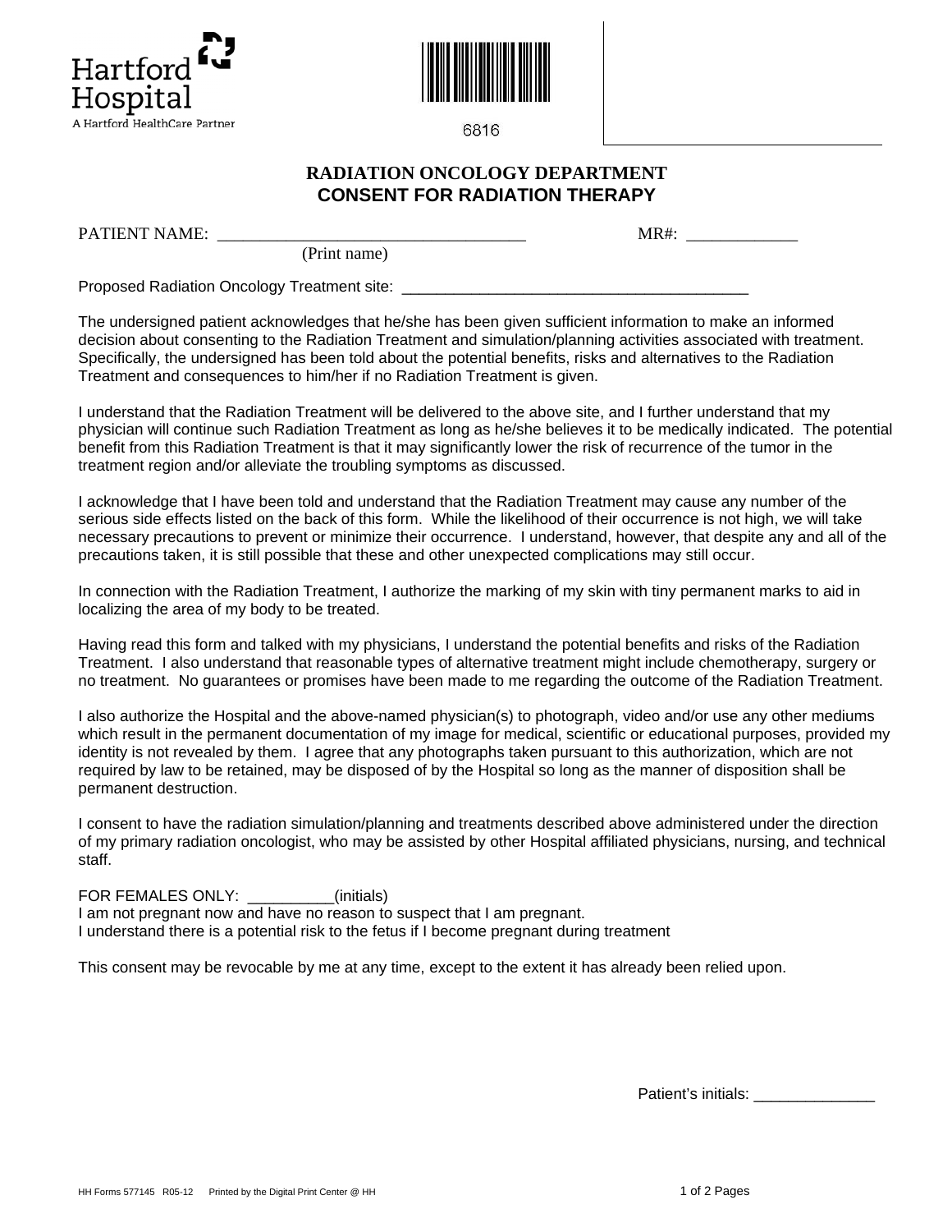Hartford Hospital
A Hartford HealthCare Partner

6816

## RADIATION ONCOLOGY DEPARTMENT
## CONSENT FOR RADIATION THERAPY

PATIENT NAME: ___________________________________ MR#: _____________
(Print name)

Proposed Radiation Oncology Treatment site: _________________________________________

The undersigned patient acknowledges that he/she has been given sufficient information to make an informed decision about consenting to the Radiation Treatment and simulation/planning activities associated with treatment. Specifically, the undersigned has been told about the potential benefits, risks and alternatives to the Radiation Treatment and consequences to him/her if no Radiation Treatment is given.

I understand that the Radiation Treatment will be delivered to the above site, and I further understand that my physician will continue such Radiation Treatment as long as he/she believes it to be medically indicated. The potential benefit from this Radiation Treatment is that it may significantly lower the risk of recurrence of the tumor in the treatment region and/or alleviate the troubling symptoms as discussed.

I acknowledge that I have been told and understand that the Radiation Treatment may cause any number of the serious side effects listed on the back of this form. While the likelihood of their occurrence is not high, we will take necessary precautions to prevent or minimize their occurrence. I understand, however, that despite any and all of the precautions taken, it is still possible that these and other unexpected complications may still occur.

In connection with the Radiation Treatment, I authorize the marking of my skin with tiny permanent marks to aid in localizing the area of my body to be treated.

Having read this form and talked with my physicians, I understand the potential benefits and risks of the Radiation Treatment. I also understand that reasonable types of alternative treatment might include chemotherapy, surgery or no treatment. No guarantees or promises have been made to me regarding the outcome of the Radiation Treatment.

I also authorize the Hospital and the above-named physician(s) to photograph, video and/or use any other mediums which result in the permanent documentation of my image for medical, scientific or educational purposes, provided my identity is not revealed by them. I agree that any photographs taken pursuant to this authorization, which are not required by law to be retained, may be disposed of by the Hospital so long as the manner of disposition shall be permanent destruction.

I consent to have the radiation simulation/planning and treatments described above administered under the direction of my primary radiation oncologist, who may be assisted by other Hospital affiliated physicians, nursing, and technical staff.

FOR FEMALES ONLY: __________(initials)
I am not pregnant now and have no reason to suspect that I am pregnant.
I understand there is a potential risk to the fetus if I become pregnant during treatment

This consent may be revocable by me at any time, except to the extent it has already been relied upon.

Patient's initials: ______________

HH Forms 577145 R05-12 Printed by the Digital Print Center @ HH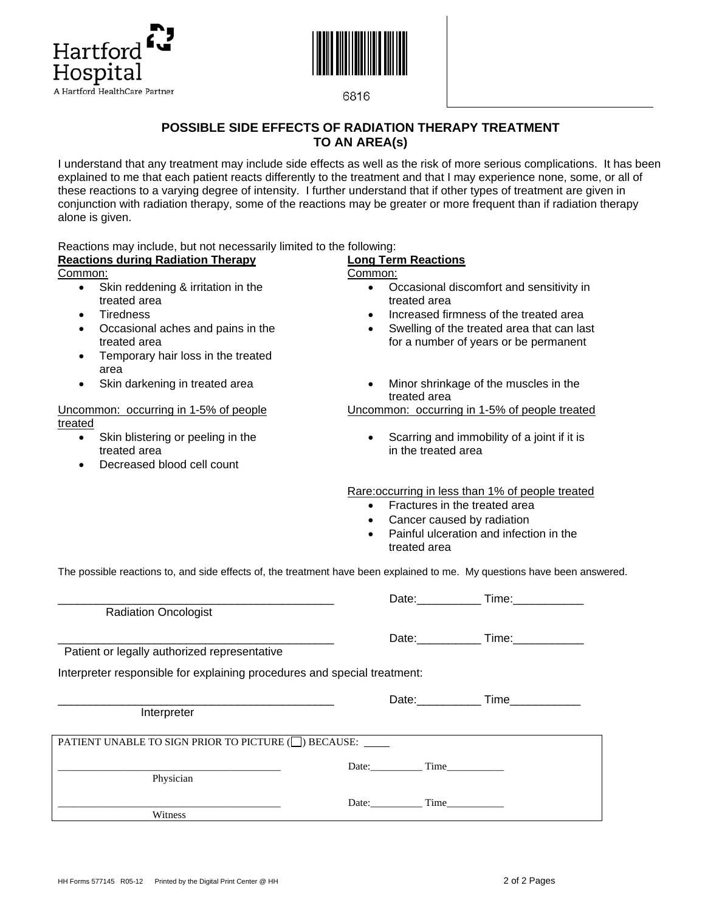Hartford Hospital
A Hartford HealthCare Partner

6816

## POSSIBLE SIDE EFFECTS OF RADIATION THERAPY TREATMENT TO AN AREA(s)

I understand that any treatment may include side effects as well as the risk of more serious complications. It has been explained to me that each patient reacts differently to the treatment and that I may experience none, some, or all of these reactions to a varying degree of intensity. I further understand that if other types of treatment are given in conjunction with radiation therapy, some of the reactions may be greater or more frequent than if radiation therapy alone is given.

Reactions may include, but not necessarily limited to the following:

**Reactions during Radiation Therapy**

Common:

- Skin reddening & irritation in the treated area
- Tiredness
- Occasional aches and pains in the treated area
- Temporary hair loss in the treated area
- Skin darkening in treated area

Uncommon: occurring in 1-5% of people treated

- Skin blistering or peeling in the treated area
- Decreased blood cell count

**Long Term Reactions**

Common:

- Occasional discomfort and sensitivity in treated area
- Increased firmness of the treated area
- Swelling of the treated area that can last for a number of years or be permanent
- Minor shrinkage of the muscles in the treated area

Uncommon: occurring in 1-5% of people treated

- Scarring and immobility of a joint if it is in the treated area

Rare:occurring in less than 1% of people treated

- Fractures in the treated area
- Cancer caused by radiation
- Painful ulceration and infection in the treated area

The possible reactions to, and side effects of, the treatment have been explained to me. My questions have been answered.

_____________________________________________ Date:__________ Time:___________
Radiation Oncologist

_____________________________________________ Date:__________ Time:___________
Patient or legally authorized representative

Interpreter responsible for explaining procedures and special treatment:

_____________________________________________ Date:__________ Time___________
Interpreter

PATIENT UNABLE TO SIGN PRIOR TO PICTURE (☐) BECAUSE: _____

_____________________________________________ Date:__________ Time___________
Physician

_____________________________________________ Date:__________ Time___________
Witness

HH Forms 577145 R05-12 Printed by the Digital Print Center @ HH